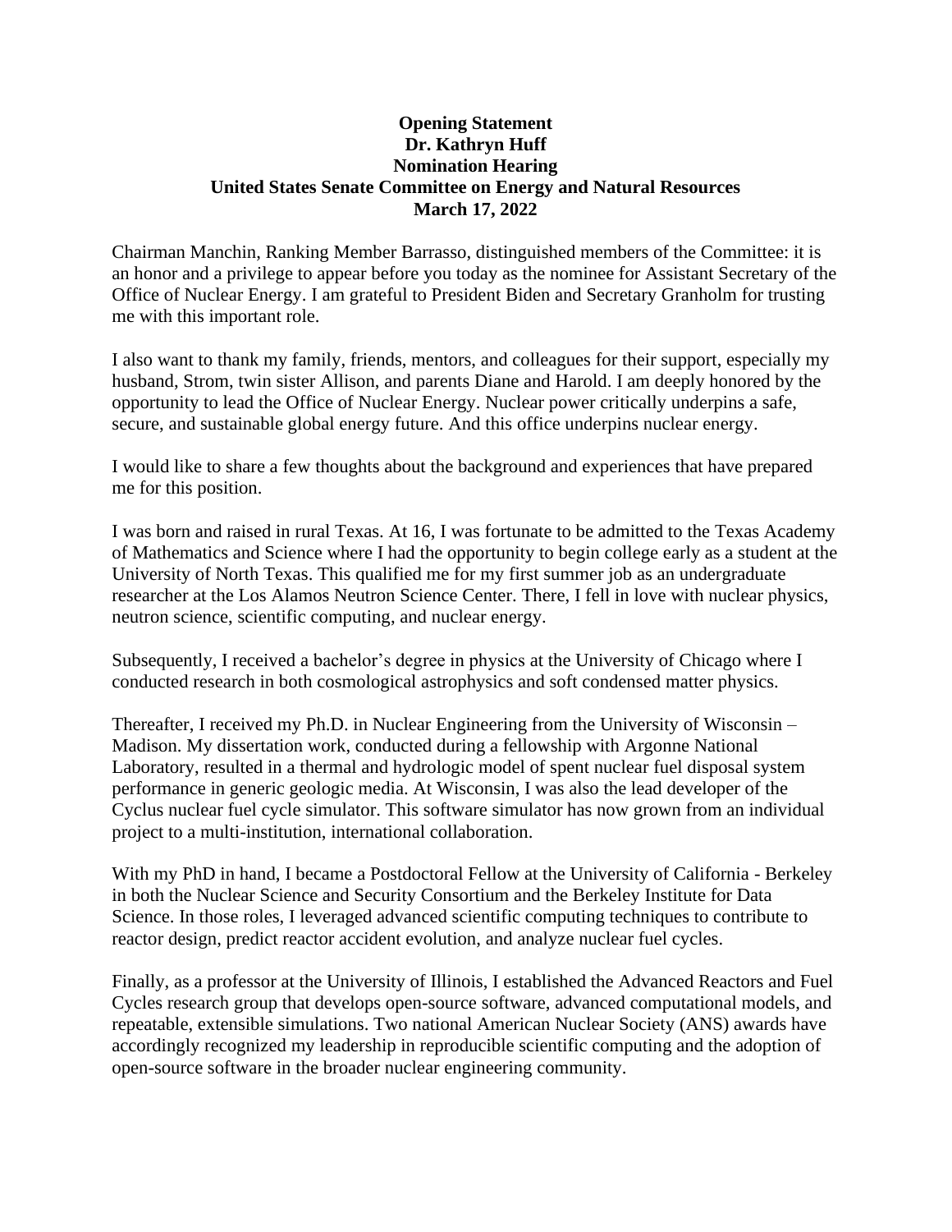**Opening Statement**
**Dr. Kathryn Huff**
**Nomination Hearing**
**United States Senate Committee on Energy and Natural Resources**
**March 17, 2022**

Chairman Manchin, Ranking Member Barrasso, distinguished members of the Committee: it is an honor and a privilege to appear before you today as the nominee for Assistant Secretary of the Office of Nuclear Energy. I am grateful to President Biden and Secretary Granholm for trusting me with this important role.

I also want to thank my family, friends, mentors, and colleagues for their support, especially my husband, Strom, twin sister Allison, and parents Diane and Harold. I am deeply honored by the opportunity to lead the Office of Nuclear Energy. Nuclear power critically underpins a safe, secure, and sustainable global energy future. And this office underpins nuclear energy.

I would like to share a few thoughts about the background and experiences that have prepared me for this position.

I was born and raised in rural Texas. At 16, I was fortunate to be admitted to the Texas Academy of Mathematics and Science where I had the opportunity to begin college early as a student at the University of North Texas. This qualified me for my first summer job as an undergraduate researcher at the Los Alamos Neutron Science Center. There, I fell in love with nuclear physics, neutron science, scientific computing, and nuclear energy.

Subsequently, I received a bachelor's degree in physics at the University of Chicago where I conducted research in both cosmological astrophysics and soft condensed matter physics.

Thereafter, I received my Ph.D. in Nuclear Engineering from the University of Wisconsin – Madison. My dissertation work, conducted during a fellowship with Argonne National Laboratory, resulted in a thermal and hydrologic model of spent nuclear fuel disposal system performance in generic geologic media. At Wisconsin, I was also the lead developer of the Cyclus nuclear fuel cycle simulator. This software simulator has now grown from an individual project to a multi-institution, international collaboration.

With my PhD in hand, I became a Postdoctoral Fellow at the University of California - Berkeley in both the Nuclear Science and Security Consortium and the Berkeley Institute for Data Science. In those roles, I leveraged advanced scientific computing techniques to contribute to reactor design, predict reactor accident evolution, and analyze nuclear fuel cycles.

Finally, as a professor at the University of Illinois, I established the Advanced Reactors and Fuel Cycles research group that develops open-source software, advanced computational models, and repeatable, extensible simulations. Two national American Nuclear Society (ANS) awards have accordingly recognized my leadership in reproducible scientific computing and the adoption of open-source software in the broader nuclear engineering community.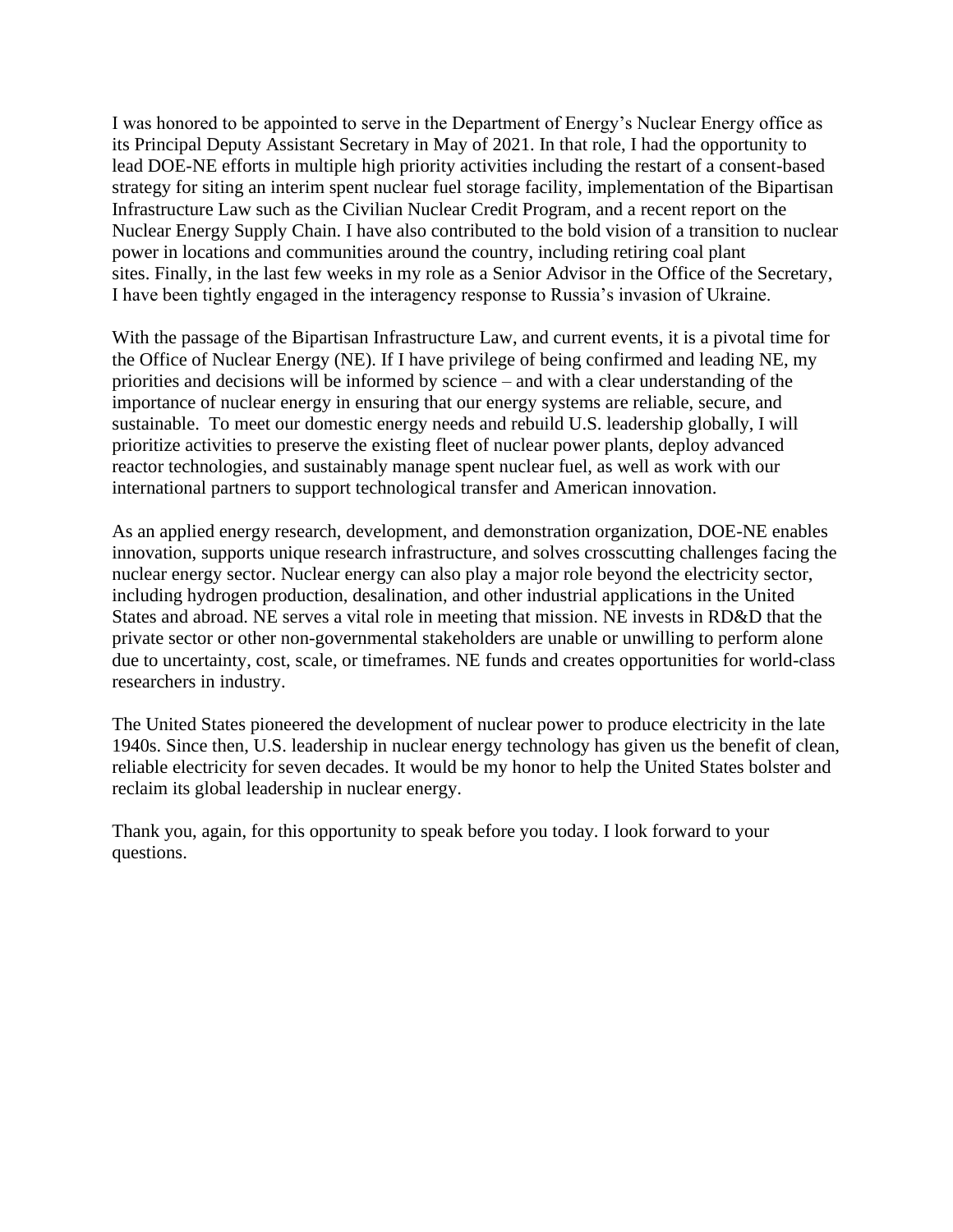I was honored to be appointed to serve in the Department of Energy's Nuclear Energy office as its Principal Deputy Assistant Secretary in May of 2021. In that role, I had the opportunity to lead DOE-NE efforts in multiple high priority activities including the restart of a consent-based strategy for siting an interim spent nuclear fuel storage facility, implementation of the Bipartisan Infrastructure Law such as the Civilian Nuclear Credit Program, and a recent report on the Nuclear Energy Supply Chain. I have also contributed to the bold vision of a transition to nuclear power in locations and communities around the country, including retiring coal plant sites. Finally, in the last few weeks in my role as a Senior Advisor in the Office of the Secretary, I have been tightly engaged in the interagency response to Russia's invasion of Ukraine.

With the passage of the Bipartisan Infrastructure Law, and current events, it is a pivotal time for the Office of Nuclear Energy (NE). If I have privilege of being confirmed and leading NE, my priorities and decisions will be informed by science – and with a clear understanding of the importance of nuclear energy in ensuring that our energy systems are reliable, secure, and sustainable. To meet our domestic energy needs and rebuild U.S. leadership globally, I will prioritize activities to preserve the existing fleet of nuclear power plants, deploy advanced reactor technologies, and sustainably manage spent nuclear fuel, as well as work with our international partners to support technological transfer and American innovation.

As an applied energy research, development, and demonstration organization, DOE-NE enables innovation, supports unique research infrastructure, and solves crosscutting challenges facing the nuclear energy sector. Nuclear energy can also play a major role beyond the electricity sector, including hydrogen production, desalination, and other industrial applications in the United States and abroad. NE serves a vital role in meeting that mission. NE invests in RD&D that the private sector or other non-governmental stakeholders are unable or unwilling to perform alone due to uncertainty, cost, scale, or timeframes. NE funds and creates opportunities for world-class researchers in industry.

The United States pioneered the development of nuclear power to produce electricity in the late 1940s. Since then, U.S. leadership in nuclear energy technology has given us the benefit of clean, reliable electricity for seven decades. It would be my honor to help the United States bolster and reclaim its global leadership in nuclear energy.

Thank you, again, for this opportunity to speak before you today. I look forward to your questions.